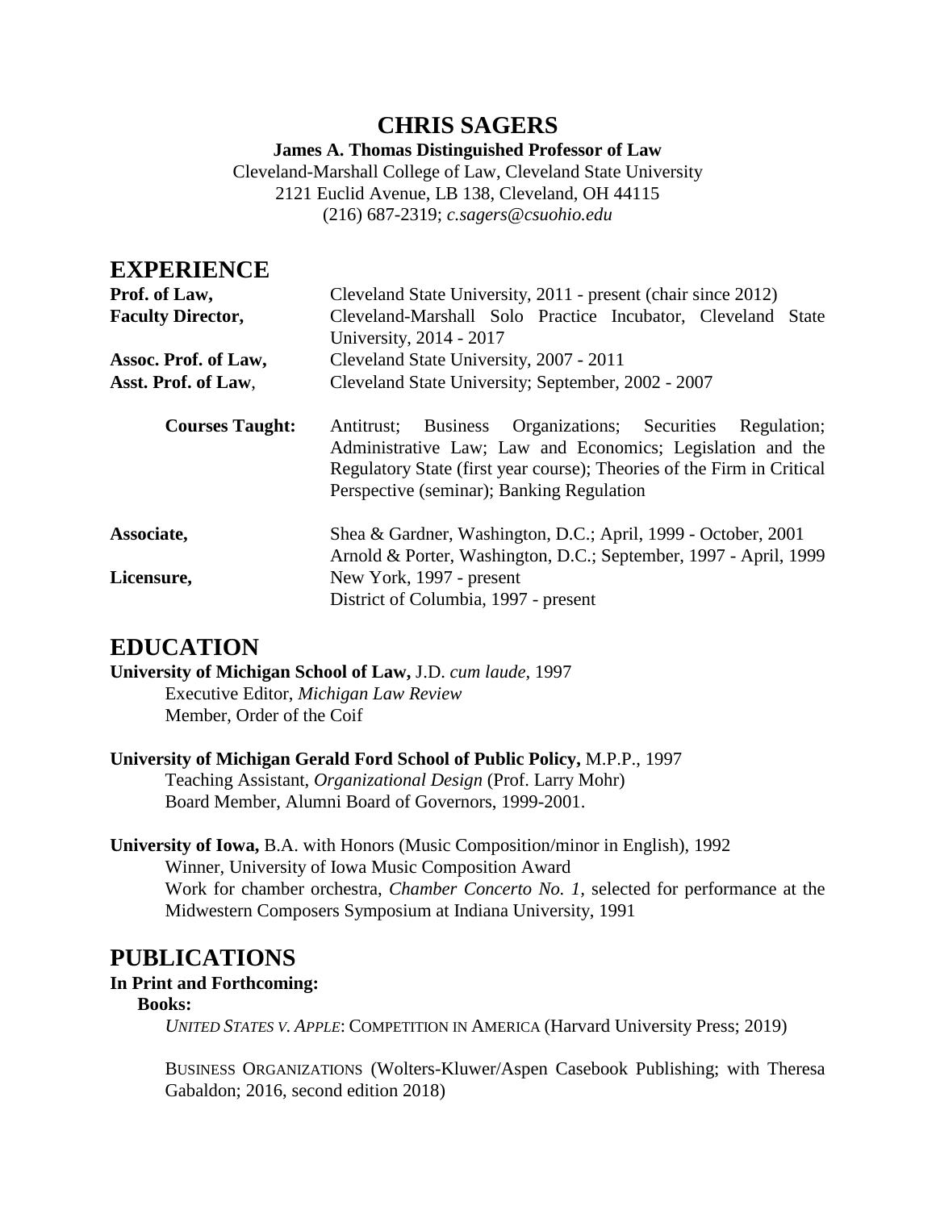# CHRIS SAGERS

**James A. Thomas Distinguished Professor of Law**
Cleveland-Marshall College of Law, Cleveland State University
2121 Euclid Avenue, LB 138, Cleveland, OH 44115
(216) 687-2319; *c.sagers@csuohio.edu*

## EXPERIENCE

**Prof. of Law,** Cleveland State University, 2011 - present (chair since 2012)

**Faculty Director,** Cleveland-Marshall Solo Practice Incubator, Cleveland State University, 2014 - 2017

**Assoc. Prof. of Law,** Cleveland State University, 2007 - 2011

**Asst. Prof. of Law**, Cleveland State University; September, 2002 - 2007

**Courses Taught:** Antitrust; Business Organizations; Securities Regulation; Administrative Law; Law and Economics; Legislation and the Regulatory State (first year course); Theories of the Firm in Critical Perspective (seminar); Banking Regulation

**Associate,** Shea & Gardner, Washington, D.C.; April, 1999 - October, 2001
Arnold & Porter, Washington, D.C.; September, 1997 - April, 1999

**Licensure,** New York, 1997 - present
District of Columbia, 1997 - present

## EDUCATION

**University of Michigan School of Law,** J.D. *cum laude,* 1997
- Executive Editor, *Michigan Law Review*
- Member, Order of the Coif

**University of Michigan Gerald Ford School of Public Policy,** M.P.P., 1997
- Teaching Assistant, *Organizational Design* (Prof. Larry Mohr)
- Board Member, Alumni Board of Governors, 1999-2001.

**University of Iowa,** B.A. with Honors (Music Composition/minor in English), 1992
- Winner, University of Iowa Music Composition Award
- Work for chamber orchestra, *Chamber Concerto No. 1,* selected for performance at the Midwestern Composers Symposium at Indiana University, 1991

## PUBLICATIONS

### In Print and Forthcoming:

#### Books:

*UNITED STATES V. APPLE*: COMPETITION IN AMERICA (Harvard University Press; 2019)

BUSINESS ORGANIZATIONS (Wolters-Kluwer/Aspen Casebook Publishing; with Theresa Gabaldon; 2016, second edition 2018)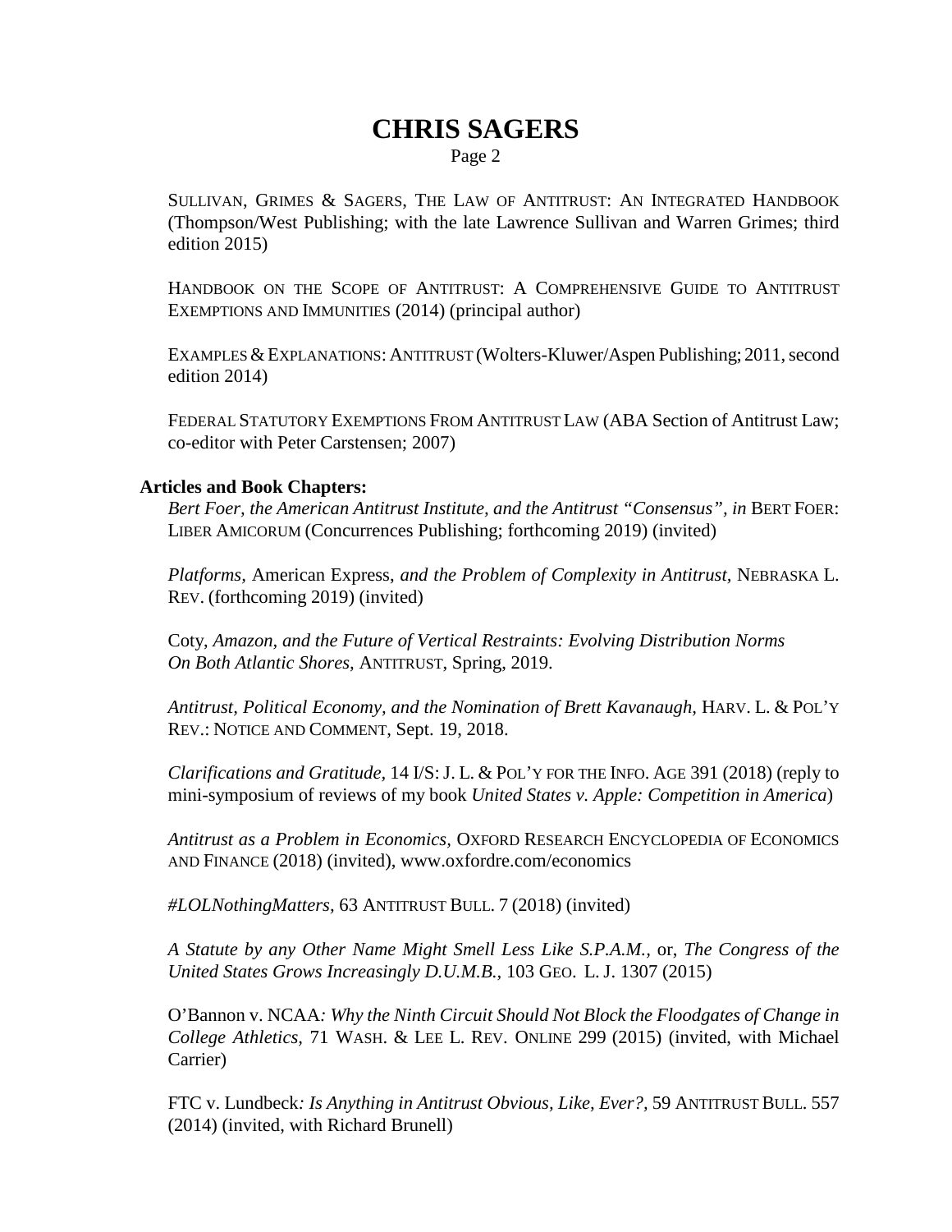SULLIVAN, GRIMES & SAGERS, THE LAW OF ANTITRUST: AN INTEGRATED HANDBOOK (Thompson/West Publishing; with the late Lawrence Sullivan and Warren Grimes; third edition 2015)

HANDBOOK ON THE SCOPE OF ANTITRUST: A COMPREHENSIVE GUIDE TO ANTITRUST EXEMPTIONS AND IMMUNITIES (2014) (principal author)

EXAMPLES & EXPLANATIONS: ANTITRUST (Wolters-Kluwer/Aspen Publishing; 2011, second edition 2014)

FEDERAL STATUTORY EXEMPTIONS FROM ANTITRUST LAW (ABA Section of Antitrust Law; co-editor with Peter Carstensen; 2007)

**Articles and Book Chapters:**

*Bert Foer, the American Antitrust Institute, and the Antitrust "Consensus", in* BERT FOER: LIBER AMICORUM (Concurrences Publishing; forthcoming 2019) (invited)

*Platforms,* American Express, *and the Problem of Complexity in Antitrust,* NEBRASKA L. REV. (forthcoming 2019) (invited)

Coty, *Amazon, and the Future of Vertical Restraints: Evolving Distribution Norms On Both Atlantic Shores,* ANTITRUST, Spring, 2019.

*Antitrust, Political Economy, and the Nomination of Brett Kavanaugh,* HARV. L. & POL'Y REV.: NOTICE AND COMMENT, Sept. 19, 2018.

*Clarifications and Gratitude*, 14 I/S: J. L. & POL'Y FOR THE INFO. AGE 391 (2018) (reply to mini-symposium of reviews of my book *United States v. Apple: Competition in America*)

*Antitrust as a Problem in Economics,* OXFORD RESEARCH ENCYCLOPEDIA OF ECONOMICS AND FINANCE (2018) (invited), www.oxfordre.com/economics

*#LOLNothingMatters*, 63 ANTITRUST BULL. 7 (2018) (invited)

*A Statute by any Other Name Might Smell Less Like S.P.A.M.*, or, *The Congress of the United States Grows Increasingly D.U.M.B.*, 103 GEO. L. J. 1307 (2015)

O'Bannon v. NCAA*: Why the Ninth Circuit Should Not Block the Floodgates of Change in College Athletics*, 71 WASH. & LEE L. REV. ONLINE 299 (2015) (invited, with Michael Carrier)

FTC v. Lundbeck*: Is Anything in Antitrust Obvious, Like, Ever?*, 59 ANTITRUST BULL. 557 (2014) (invited, with Richard Brunell)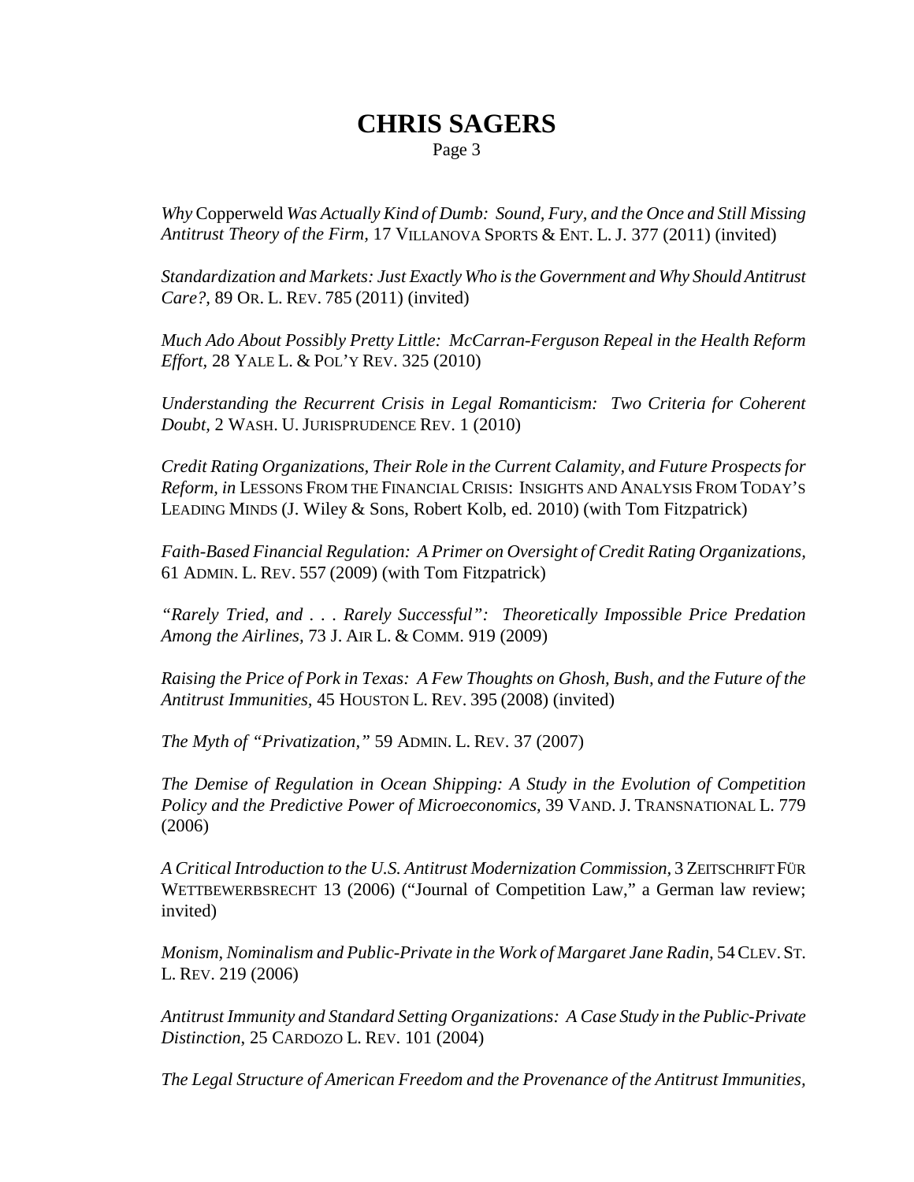*Why* Copperweld *Was Actually Kind of Dumb: Sound, Fury, and the Once and Still Missing Antitrust Theory of the Firm*, 17 VILLANOVA SPORTS & ENT. L. J. 377 (2011) (invited)

*Standardization and Markets: Just Exactly Who is the Government and Why Should Antitrust Care?*, 89 OR. L. REV. 785 (2011) (invited)

*Much Ado About Possibly Pretty Little: McCarran-Ferguson Repeal in the Health Reform Effort*, 28 YALE L. & POL'Y REV. 325 (2010)

*Understanding the Recurrent Crisis in Legal Romanticism: Two Criteria for Coherent Doubt*, 2 WASH. U. JURISPRUDENCE REV. 1 (2010)

*Credit Rating Organizations, Their Role in the Current Calamity, and Future Prospects for Reform, in* LESSONS FROM THE FINANCIAL CRISIS: INSIGHTS AND ANALYSIS FROM TODAY'S LEADING MINDS (J. Wiley & Sons, Robert Kolb, ed. 2010) (with Tom Fitzpatrick)

*Faith-Based Financial Regulation: A Primer on Oversight of Credit Rating Organizations*, 61 ADMIN. L. REV. 557 (2009) (with Tom Fitzpatrick)

*"Rarely Tried, and . . . Rarely Successful": Theoretically Impossible Price Predation Among the Airlines*, 73 J. AIR L. & COMM. 919 (2009)

*Raising the Price of Pork in Texas: A Few Thoughts on Ghosh, Bush, and the Future of the Antitrust Immunities*, 45 HOUSTON L. REV. 395 (2008) (invited)

*The Myth of "Privatization,"* 59 ADMIN. L. REV. 37 (2007)

*The Demise of Regulation in Ocean Shipping: A Study in the Evolution of Competition Policy and the Predictive Power of Microeconomics*, 39 VAND. J. TRANSNATIONAL L. 779 (2006)

*A Critical Introduction to the U.S. Antitrust Modernization Commission*, 3 ZEITSCHRIFT FÜR WETTBEWERBSRECHT 13 (2006) ("Journal of Competition Law," a German law review; invited)

*Monism, Nominalism and Public-Private in the Work of Margaret Jane Radin*, 54 CLEV. ST. L. REV. 219 (2006)

*Antitrust Immunity and Standard Setting Organizations: A Case Study in the Public-Private Distinction*, 25 CARDOZO L. REV. 101 (2004)

*The Legal Structure of American Freedom and the Provenance of the Antitrust Immunities*,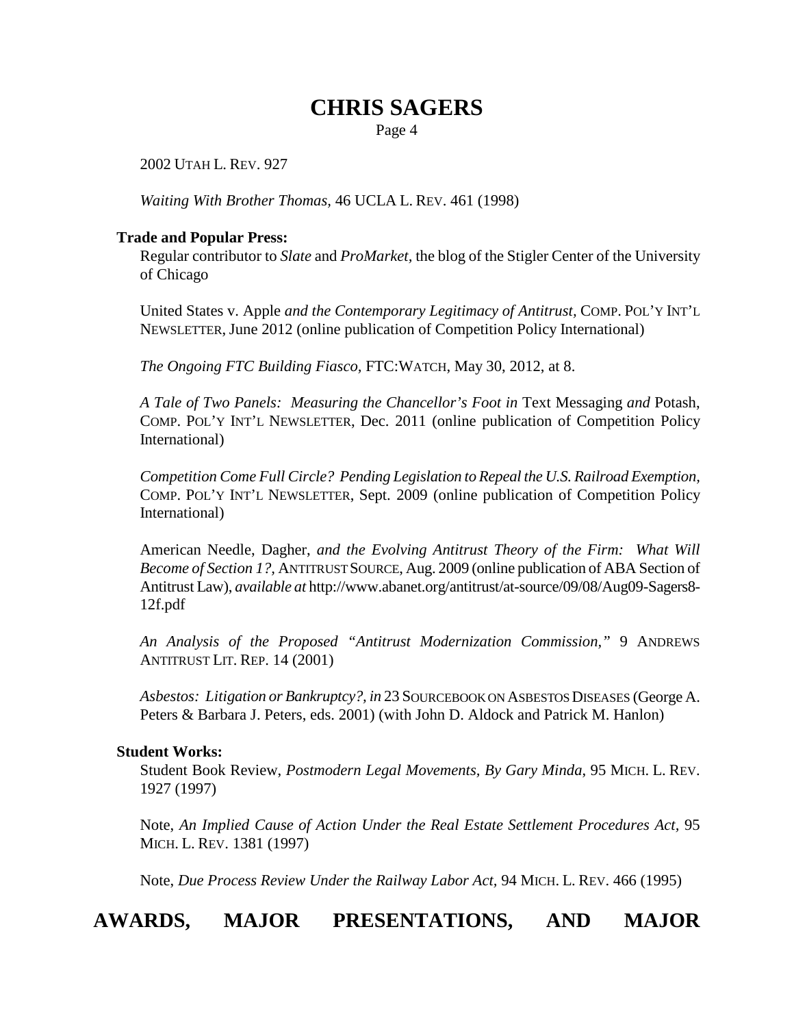2002 UTAH L. REV. 927

*Waiting With Brother Thomas,* 46 UCLA L. REV. 461 (1998)

**Trade and Popular Press:**

Regular contributor to *Slate* and *ProMarket,* the blog of the Stigler Center of the University of Chicago

United States v. Apple *and the Contemporary Legitimacy of Antitrust*, COMP. POL'Y INT'L NEWSLETTER, June 2012 (online publication of Competition Policy International)

*The Ongoing FTC Building Fiasco,* FTC:WATCH, May 30, 2012, at 8.

*A Tale of Two Panels: Measuring the Chancellor's Foot in* Text Messaging *and* Potash, COMP. POL'Y INT'L NEWSLETTER, Dec. 2011 (online publication of Competition Policy International)

*Competition Come Full Circle? Pending Legislation to Repeal the U.S. Railroad Exemption,* COMP. POL'Y INT'L NEWSLETTER, Sept. 2009 (online publication of Competition Policy International)

American Needle, Dagher, *and the Evolving Antitrust Theory of the Firm: What Will Become of Section 1?,* ANTITRUST SOURCE, Aug. 2009 (online publication of ABA Section of Antitrust Law), *available at* http://www.abanet.org/antitrust/at-source/09/08/Aug09-Sagers8-12f.pdf

*An Analysis of the Proposed "Antitrust Modernization Commission,"* 9 ANDREWS ANTITRUST LIT. REP. 14 (2001)

*Asbestos: Litigation or Bankruptcy?, in* 23 SOURCEBOOK ON ASBESTOS DISEASES (George A. Peters & Barbara J. Peters, eds. 2001) (with John D. Aldock and Patrick M. Hanlon)

**Student Works:**

Student Book Review, *Postmodern Legal Movements, By Gary Minda*, 95 MICH. L. REV. 1927 (1997)

Note, *An Implied Cause of Action Under the Real Estate Settlement Procedures Act,* 95 MICH. L. REV. 1381 (1997)

Note, *Due Process Review Under the Railway Labor Act,* 94 MICH. L. REV. 466 (1995)

## AWARDS, MAJOR PRESENTATIONS, AND MAJOR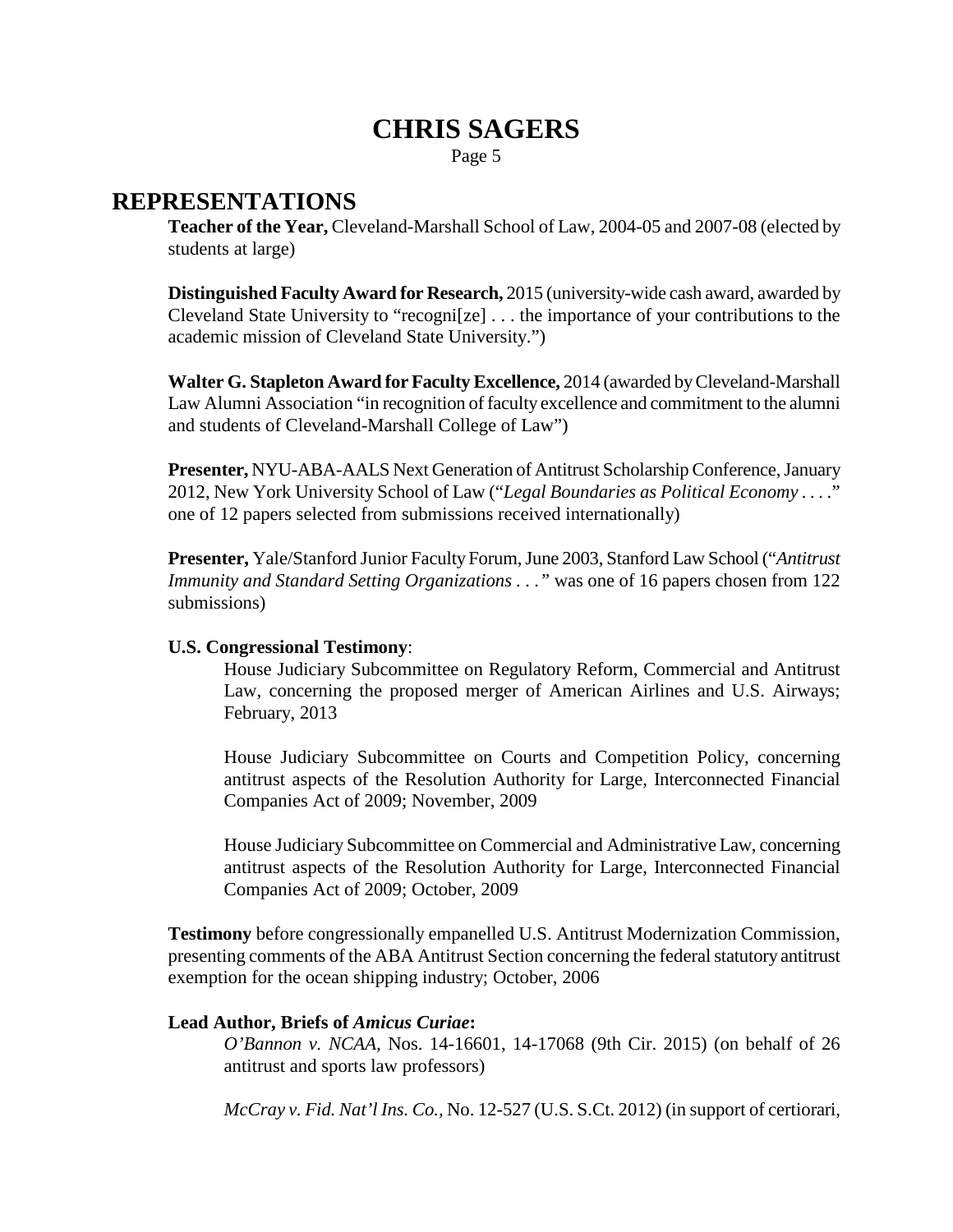## REPRESENTATIONS

**Teacher of the Year,** Cleveland-Marshall School of Law, 2004-05 and 2007-08 (elected by students at large)

**Distinguished Faculty Award for Research,** 2015 (university-wide cash award, awarded by Cleveland State University to "recogni[ze] . . . the importance of your contributions to the academic mission of Cleveland State University.")

**Walter G. Stapleton Award for Faculty Excellence,** 2014 (awarded by Cleveland-Marshall Law Alumni Association "in recognition of faculty excellence and commitment to the alumni and students of Cleveland-Marshall College of Law")

**Presenter,** NYU-ABA-AALS Next Generation of Antitrust Scholarship Conference, January 2012, New York University School of Law ("*Legal Boundaries as Political Economy* . . . ." one of 12 papers selected from submissions received internationally)

**Presenter,** Yale/Stanford Junior Faculty Forum, June 2003, Stanford Law School ("*Antitrust Immunity and Standard Setting Organizations . . .*" was one of 16 papers chosen from 122 submissions)

**U.S. Congressional Testimony**:

> House Judiciary Subcommittee on Regulatory Reform, Commercial and Antitrust Law, concerning the proposed merger of American Airlines and U.S. Airways; February, 2013
>
> House Judiciary Subcommittee on Courts and Competition Policy, concerning antitrust aspects of the Resolution Authority for Large, Interconnected Financial Companies Act of 2009; November, 2009
>
> House Judiciary Subcommittee on Commercial and Administrative Law, concerning antitrust aspects of the Resolution Authority for Large, Interconnected Financial Companies Act of 2009; October, 2009

**Testimony** before congressionally empanelled U.S. Antitrust Modernization Commission, presenting comments of the ABA Antitrust Section concerning the federal statutory antitrust exemption for the ocean shipping industry; October, 2006

**Lead Author, Briefs of *Amicus Curiae*:**

> *O'Bannon v. NCAA*, Nos. 14-16601, 14-17068 (9th Cir. 2015) (on behalf of 26 antitrust and sports law professors)
>
> *McCray v. Fid. Nat'l Ins. Co.*, No. 12-527 (U.S. S.Ct. 2012) (in support of certiorari,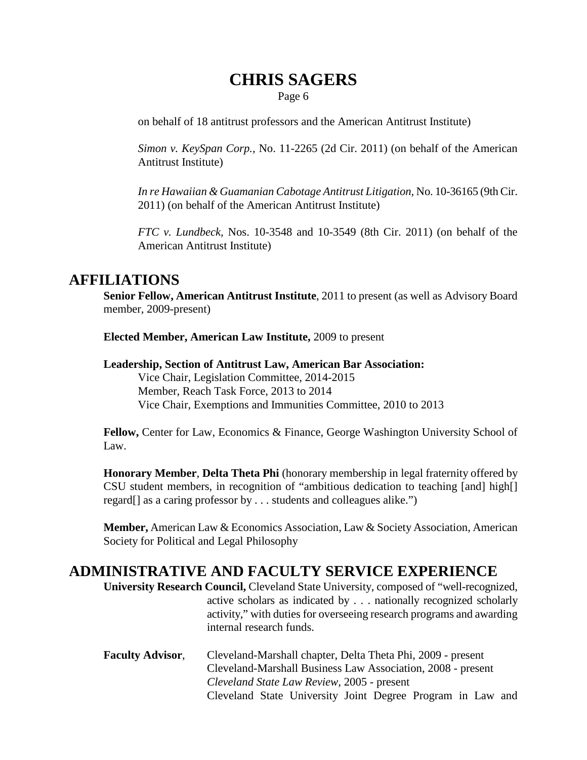on behalf of 18 antitrust professors and the American Antitrust Institute)

*Simon v. KeySpan Corp.*, No. 11-2265 (2d Cir. 2011) (on behalf of the American Antitrust Institute)

*In re Hawaiian & Guamanian Cabotage Antitrust Litigation*, No. 10-36165 (9th Cir. 2011) (on behalf of the American Antitrust Institute)

*FTC v. Lundbeck*, Nos. 10-3548 and 10-3549 (8th Cir. 2011) (on behalf of the American Antitrust Institute)

## AFFILIATIONS

**Senior Fellow, American Antitrust Institute**, 2011 to present (as well as Advisory Board member, 2009-present)

**Elected Member, American Law Institute,** 2009 to present

**Leadership, Section of Antitrust Law, American Bar Association:**
Vice Chair, Legislation Committee, 2014-2015
Member, Reach Task Force, 2013 to 2014
Vice Chair, Exemptions and Immunities Committee, 2010 to 2013

**Fellow,** Center for Law, Economics & Finance, George Washington University School of Law.

**Honorary Member**, **Delta Theta Phi** (honorary membership in legal fraternity offered by CSU student members, in recognition of "ambitious dedication to teaching [and] high[] regard[] as a caring professor by . . . students and colleagues alike.")

**Member,** American Law & Economics Association, Law & Society Association, American Society for Political and Legal Philosophy

## ADMINISTRATIVE AND FACULTY SERVICE EXPERIENCE

**University Research Council,** Cleveland State University, composed of "well-recognized, active scholars as indicated by . . . nationally recognized scholarly activity," with duties for overseeing research programs and awarding internal research funds.

**Faculty Advisor**, Cleveland-Marshall chapter, Delta Theta Phi, 2009 - present
Cleveland-Marshall Business Law Association, 2008 - present
*Cleveland State Law Review*, 2005 - present
Cleveland State University Joint Degree Program in Law and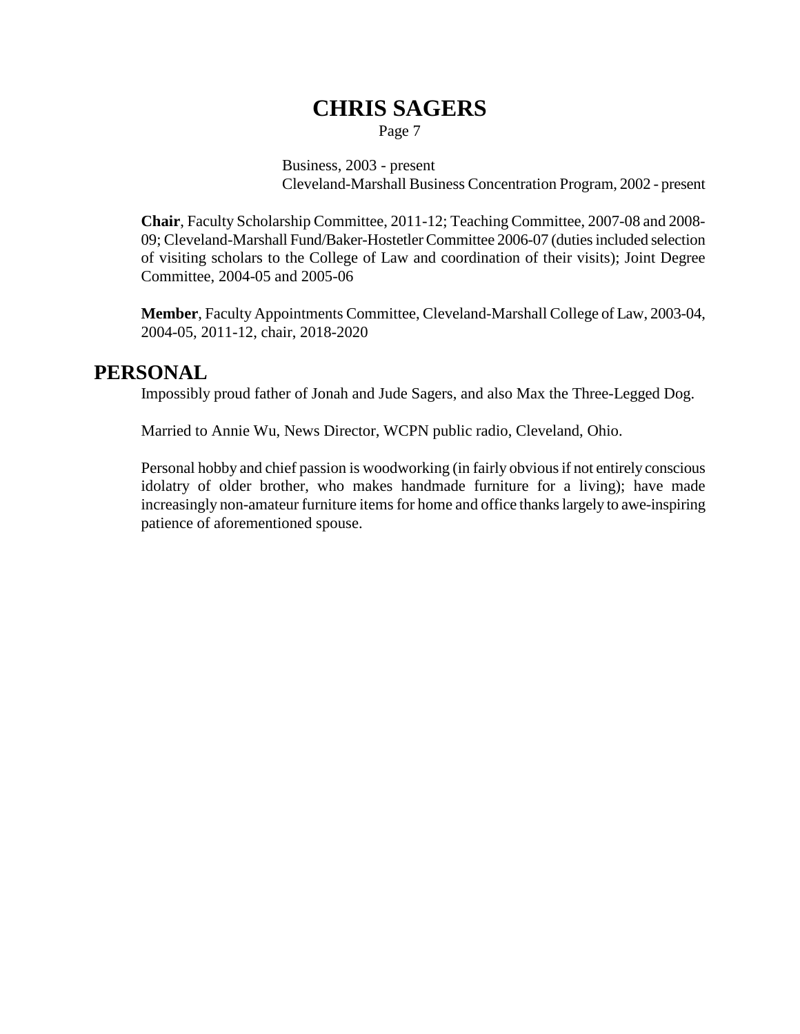Business, 2003 - present
Cleveland-Marshall Business Concentration Program, 2002 - present

**Chair**, Faculty Scholarship Committee, 2011-12; Teaching Committee, 2007-08 and 2008-09; Cleveland-Marshall Fund/Baker-Hostetler Committee 2006-07 (duties included selection of visiting scholars to the College of Law and coordination of their visits); Joint Degree Committee, 2004-05 and 2005-06

**Member**, Faculty Appointments Committee, Cleveland-Marshall College of Law, 2003-04, 2004-05, 2011-12, chair, 2018-2020

## PERSONAL

Impossibly proud father of Jonah and Jude Sagers, and also Max the Three-Legged Dog.

Married to Annie Wu, News Director, WCPN public radio, Cleveland, Ohio.

Personal hobby and chief passion is woodworking (in fairly obvious if not entirely conscious idolatry of older brother, who makes handmade furniture for a living); have made increasingly non-amateur furniture items for home and office thanks largely to awe-inspiring patience of aforementioned spouse.